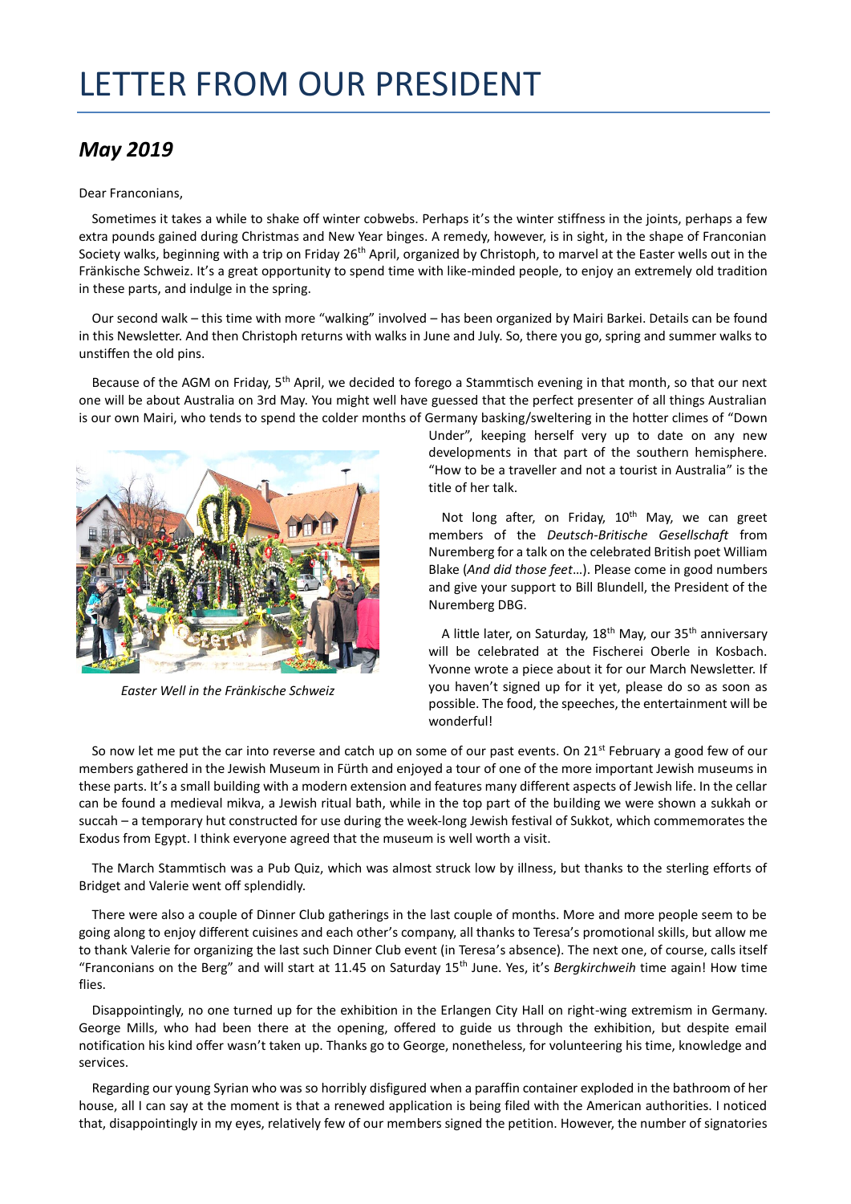# LETTER FROM OUR PRESIDENT

## *May 2019*

Dear Franconians,

Sometimes it takes a while to shake off winter cobwebs. Perhaps it's the winter stiffness in the joints, perhaps a few extra pounds gained during Christmas and New Year binges. A remedy, however, is in sight, in the shape of Franconian Society walks, beginning with a trip on Friday 26th April, organized by Christoph, to marvel at the Easter wells out in the Fränkische Schweiz. It's a great opportunity to spend time with like-minded people, to enjoy an extremely old tradition in these parts, and indulge in the spring.

Our second walk – this time with more "walking" involved – has been organized by Mairi Barkei. Details can be found in this Newsletter. And then Christoph returns with walks in June and July. So, there you go, spring and summer walks to unstiffen the old pins.

Because of the AGM on Friday, 5th April, we decided to forego a Stammtisch evening in that month, so that our next one will be about Australia on 3rd May. You might well have guessed that the perfect presenter of all things Australian is our own Mairi, who tends to spend the colder months of Germany basking/sweltering in the hotter climes of "Down Under", keeping herself very up to date on any new developments in that part of the southern hemisphere. "How to be a traveller and not a tourist in Australia" is the title of her talk.

*Easter Well in the Fränkische Schweiz*

Not long after, on Friday, 10th May, we can greet members of the *Deutsch-Britische Gesellschaft* from Nuremberg for a talk on the celebrated British poet William Blake (*And did those feet*…). Please come in good numbers and give your support to Bill Blundell, the President of the Nuremberg DBG.

A little later, on Saturday, 18th May, our 35th anniversary will be celebrated at the Fischerei Oberle in Kosbach. Yvonne wrote a piece about it for our March Newsletter. If you haven't signed up for it yet, please do so as soon as possible. The food, the speeches, the entertainment will be wonderful!

So now let me put the car into reverse and catch up on some of our past events. On 21st February a good few of our members gathered in the Jewish Museum in Fürth and enjoyed a tour of one of the more important Jewish museums in these parts. It's a small building with a modern extension and features many different aspects of Jewish life. In the cellar can be found a medieval mikva, a Jewish ritual bath, while in the top part of the building we were shown a sukkah or succah – a temporary hut constructed for use during the week-long Jewish festival of Sukkot, which commemorates the Exodus from Egypt. I think everyone agreed that the museum is well worth a visit.

The March Stammtisch was a Pub Quiz, which was almost struck low by illness, but thanks to the sterling efforts of Bridget and Valerie went off splendidly.

There were also a couple of Dinner Club gatherings in the last couple of months. More and more people seem to be going along to enjoy different cuisines and each other's company, all thanks to Teresa's promotional skills, but allow me to thank Valerie for organizing the last such Dinner Club event (in Teresa's absence). The next one, of course, calls itself "Franconians on the Berg" and will start at 11.45 on Saturday 15th June. Yes, it's *Bergkirchweih* time again! How time flies.

Disappointingly, no one turned up for the exhibition in the Erlangen City Hall on right-wing extremism in Germany. George Mills, who had been there at the opening, offered to guide us through the exhibition, but despite email notification his kind offer wasn't taken up. Thanks go to George, nonetheless, for volunteering his time, knowledge and services.

Regarding our young Syrian who was so horribly disfigured when a paraffin container exploded in the bathroom of her house, all I can say at the moment is that a renewed application is being filed with the American authorities. I noticed that, disappointingly in my eyes, relatively few of our members signed the petition. However, the number of signatories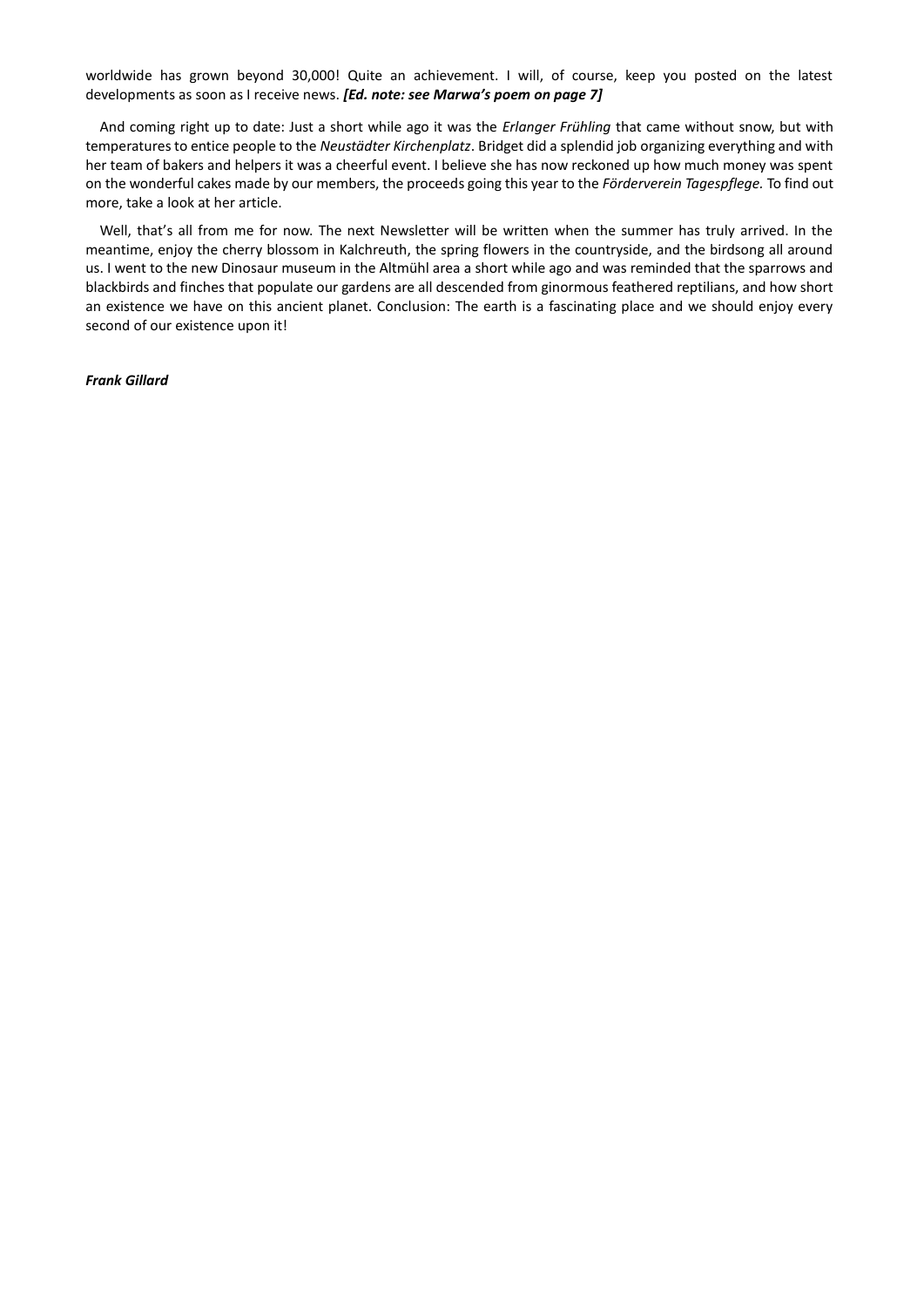worldwide has grown beyond 30,000! Quite an achievement. I will, of course, keep you posted on the latest developments as soon as I receive news. ***[Ed. note: see Marwa's poem on page 7]***

And coming right up to date: Just a short while ago it was the *Erlanger Frühling* that came without snow, but with temperatures to entice people to the *Neustädter Kirchenplatz*. Bridget did a splendid job organizing everything and with her team of bakers and helpers it was a cheerful event. I believe she has now reckoned up how much money was spent on the wonderful cakes made by our members, the proceeds going this year to the *Förderverein Tagespflege.* To find out more, take a look at her article.

Well, that's all from me for now. The next Newsletter will be written when the summer has truly arrived. In the meantime, enjoy the cherry blossom in Kalchreuth, the spring flowers in the countryside, and the birdsong all around us. I went to the new Dinosaur museum in the Altmühl area a short while ago and was reminded that the sparrows and blackbirds and finches that populate our gardens are all descended from ginormous feathered reptilians, and how short an existence we have on this ancient planet. Conclusion: The earth is a fascinating place and we should enjoy every second of our existence upon it!

***Frank Gillard***